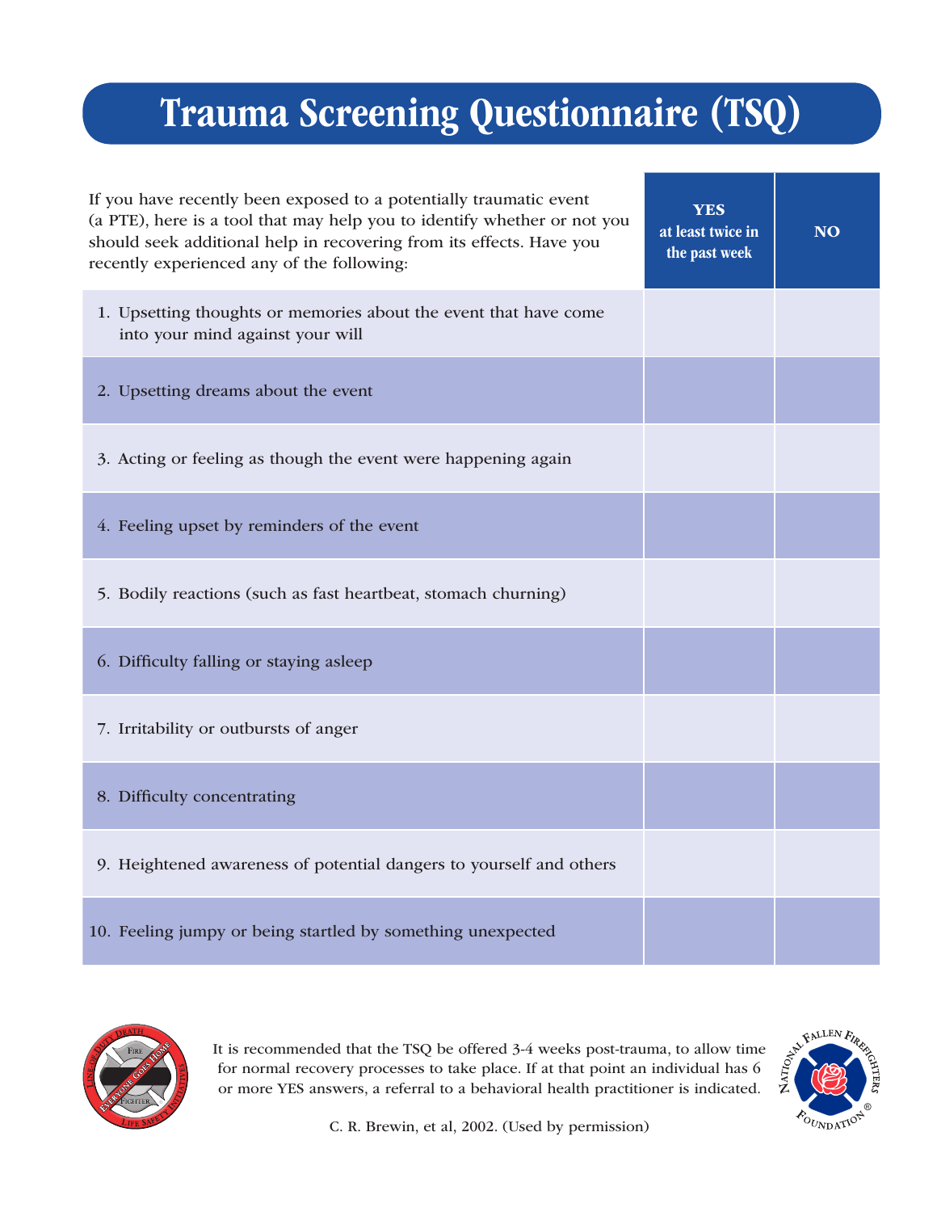# Trauma Screening Questionnaire (TSQ)

| If you have recently been exposed to a potentially traumatic event (a PTE), here is a tool that may help you to identify whether or not you should seek additional help in recovering from its effects. Have you recently experienced any of the following: | **YES at least twice in the past week** | **NO** |
|---|---|---|
| 1. Upsetting thoughts or memories about the event that have come into your mind against your will | | |
| 2. Upsetting dreams about the event | | |
| 3. Acting or feeling as though the event were happening again | | |
| 4. Feeling upset by reminders of the event | | |
| 5. Bodily reactions (such as fast heartbeat, stomach churning) | | |
| 6. Difficulty falling or staying asleep | | |
| 7. Irritability or outbursts of anger | | |
| 8. Difficulty concentrating | | |
| 9. Heightened awareness of potential dangers to yourself and others | | |
| 10. Feeling jumpy or being startled by something unexpected | | |

It is recommended that the TSQ be offered 3-4 weeks post-trauma, to allow time for normal recovery processes to take place. If at that point an individual has 6 or more YES answers, a referral to a behavioral health practitioner is indicated.

C. R. Brewin, et al, 2002. (Used by permission)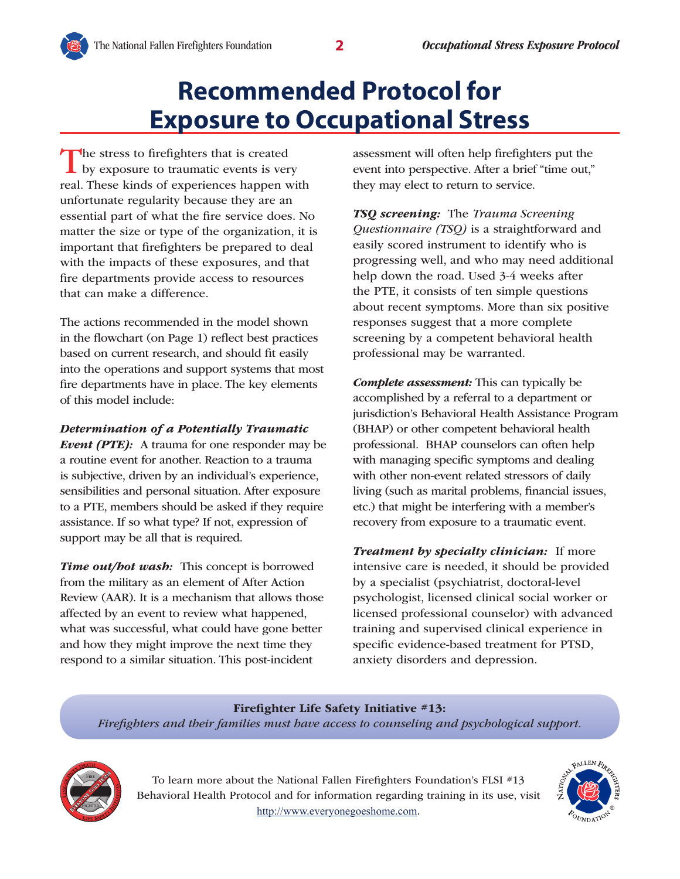# Recommended Protocol for Exposure to Occupational Stress

The stress to firefighters that is created by exposure to traumatic events is very real. These kinds of experiences happen with unfortunate regularity because they are an essential part of what the fire service does. No matter the size or type of the organization, it is important that firefighters be prepared to deal with the impacts of these exposures, and that fire departments provide access to resources that can make a difference.

The actions recommended in the model shown in the flowchart (on Page 1) reflect best practices based on current research, and should fit easily into the operations and support systems that most fire departments have in place. The key elements of this model include:

***Determination of a Potentially Traumatic Event (PTE):*** A trauma for one responder may be a routine event for another. Reaction to a trauma is subjective, driven by an individual's experience, sensibilities and personal situation. After exposure to a PTE, members should be asked if they require assistance. If so what type? If not, expression of support may be all that is required.

***Time out/hot wash:*** This concept is borrowed from the military as an element of After Action Review (AAR). It is a mechanism that allows those affected by an event to review what happened, what was successful, what could have gone better and how they might improve the next time they respond to a similar situation. This post-incident assessment will often help firefighters put the event into perspective. After a brief "time out," they may elect to return to service.

***TSQ screening:*** The *Trauma Screening Questionnaire (TSQ)* is a straightforward and easily scored instrument to identify who is progressing well, and who may need additional help down the road. Used 3-4 weeks after the PTE, it consists of ten simple questions about recent symptoms. More than six positive responses suggest that a more complete screening by a competent behavioral health professional may be warranted.

***Complete assessment:*** This can typically be accomplished by a referral to a department or jurisdiction's Behavioral Health Assistance Program (BHAP) or other competent behavioral health professional. BHAP counselors can often help with managing specific symptoms and dealing with other non-event related stressors of daily living (such as marital problems, financial issues, etc.) that might be interfering with a member's recovery from exposure to a traumatic event.

***Treatment by specialty clinician:*** If more intensive care is needed, it should be provided by a specialist (psychiatrist, doctoral-level psychologist, licensed clinical social worker or licensed professional counselor) with advanced training and supervised clinical experience in specific evidence-based treatment for PTSD, anxiety disorders and depression.

**Firefighter Life Safety Initiative #13:**
*Firefighters and their families must have access to counseling and psychological support.*

To learn more about the National Fallen Firefighters Foundation's FLSI #13 Behavioral Health Protocol and for information regarding training in its use, visit http://www.everyonegoeshome.com.